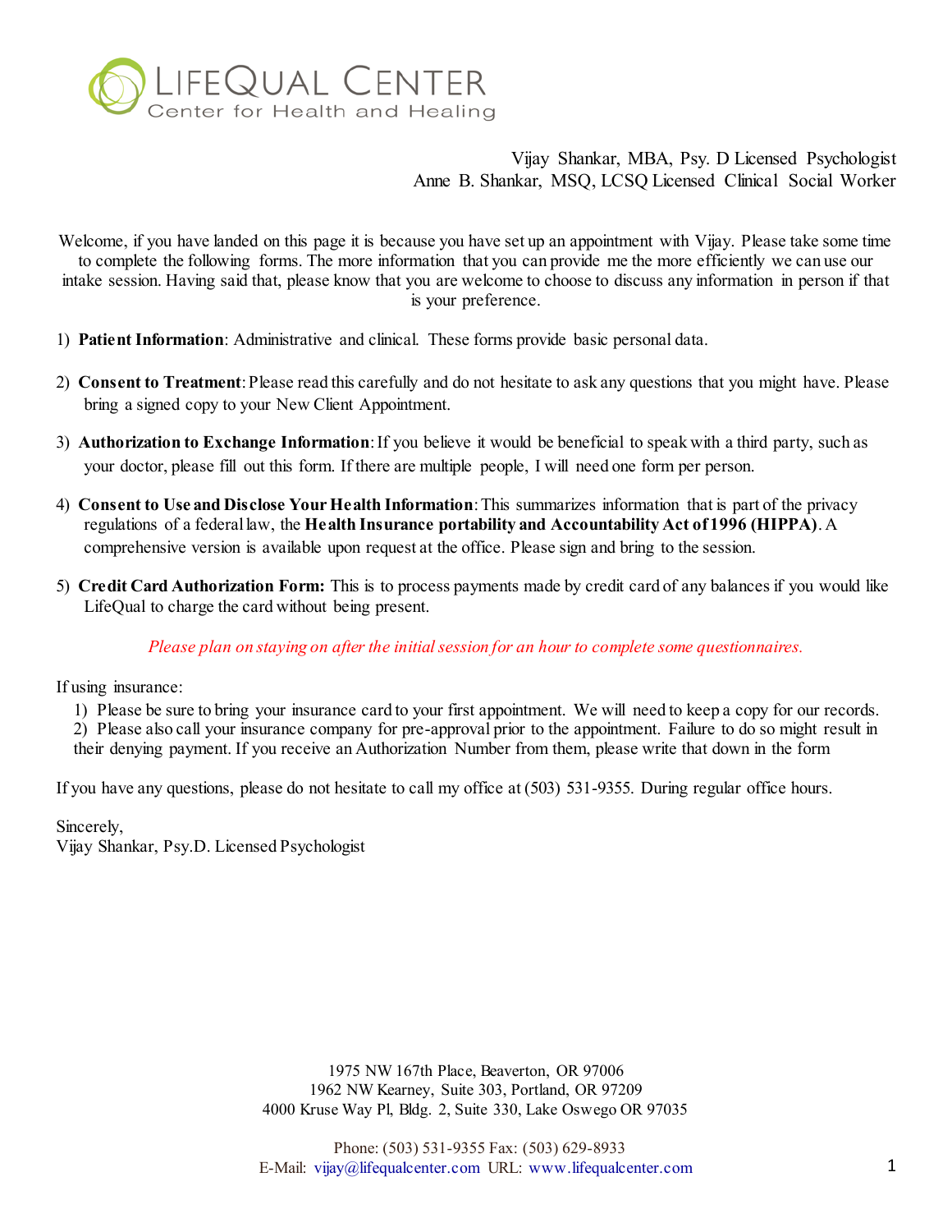# LifeQual Center

Center for Health and Healing

Vijay Shankar, MBA, Psy. D Licensed Psychologist
Anne B. Shankar, MSQ, LCSQ Licensed Clinical Social Worker

Welcome, if you have landed on this page it is because you have set up an appointment with Vijay. Please take some time to complete the following forms. The more information that you can provide me the more efficiently we can use our intake session. Having said that, please know that you are welcome to choose to discuss any information in person if that is your preference.

1) **Patient Information**: Administrative and clinical. These forms provide basic personal data.

2) **Consent to Treatment**: Please read this carefully and do not hesitate to ask any questions that you might have. Please bring a signed copy to your New Client Appointment.

3) **Authorization to Exchange Information**: If you believe it would be beneficial to speak with a third party, such as your doctor, please fill out this form. If there are multiple people, I will need one form per person.

4) **Consent to Use and Disclose Your Health Information**: This summarizes information that is part of the privacy regulations of a federal law, the **Health Insurance portability and Accountability Act of 1996 (HIPPA)**. A comprehensive version is available upon request at the office. Please sign and bring to the session.

5) **Credit Card Authorization Form:** This is to process payments made by credit card of any balances if you would like LifeQual to charge the card without being present.

*Please plan on staying on after the initial session for an hour to complete some questionnaires.*

If using insurance:

1) Please be sure to bring your insurance card to your first appointment. We will need to keep a copy for our records.
2) Please also call your insurance company for pre-approval prior to the appointment. Failure to do so might result in their denying payment. If you receive an Authorization Number from them, please write that down in the form

If you have any questions, please do not hesitate to call my office at (503) 531-9355. During regular office hours.

Sincerely,
Vijay Shankar, Psy.D. Licensed Psychologist

1975 NW 167th Place, Beaverton, OR 97006
1962 NW Kearney, Suite 303, Portland, OR 97209
4000 Kruse Way Pl, Bldg. 2, Suite 330, Lake Oswego OR 97035

Phone: (503) 531-9355 Fax: (503) 629-8933
E-Mail: vijay@lifequalcenter.com URL: www.lifequalcenter.com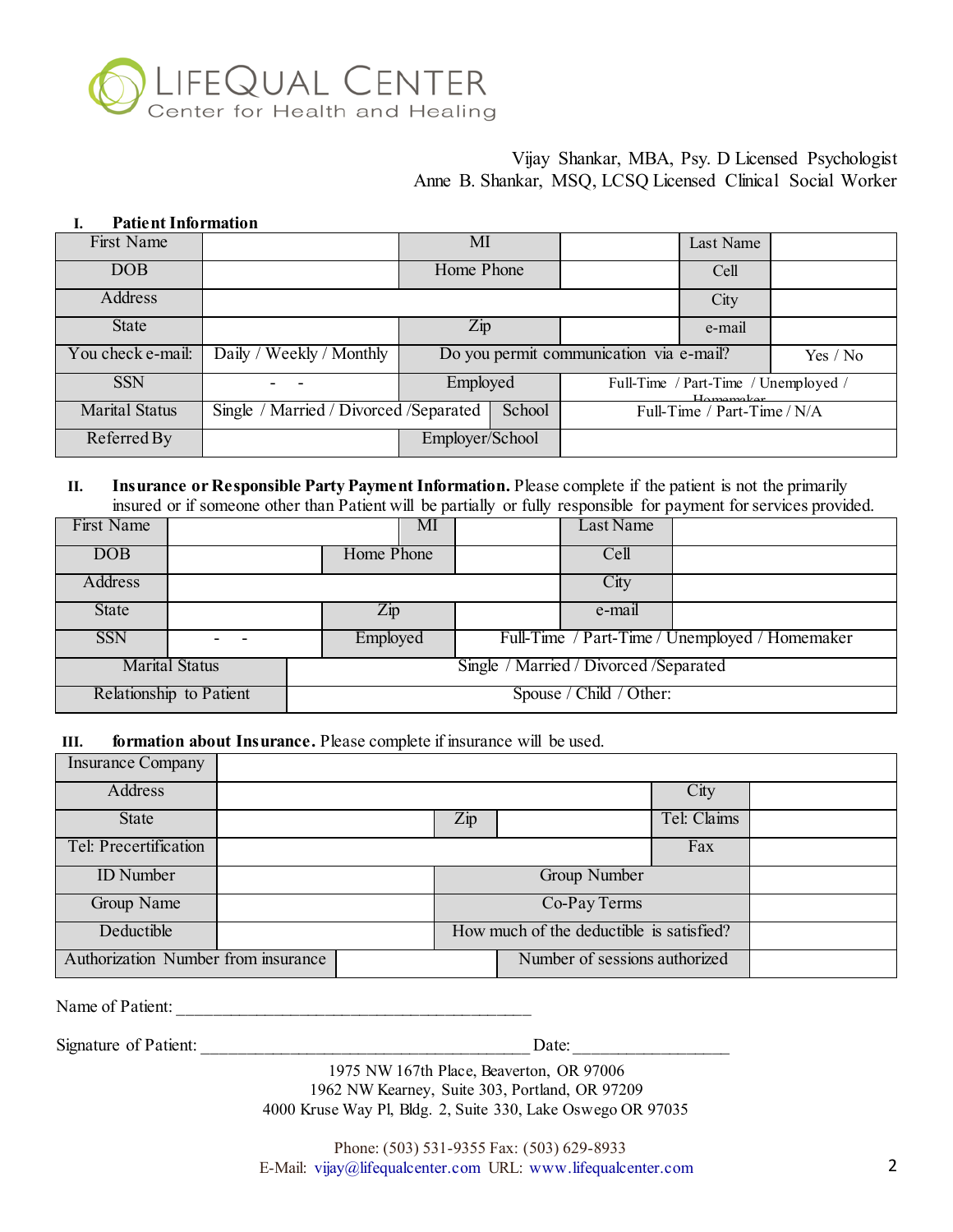# LIFEQUAL CENTER

Center for Health and Healing

Vijay Shankar, MBA, Psy. D Licensed Psychologist
Anne B. Shankar, MSQ, LCSQ Licensed Clinical Social Worker

## I. Patient Information

| First Name | | MI | | Last Name | |
|---|---|---|---|---|---|
| DOB | | Home Phone | | Cell | |
| Address | | | | City | |
| State | | Zip | | e-mail | |
| You check e-mail: | Daily / Weekly / Monthly | Do you permit communication via e-mail? | | | Yes / No |
| SSN | - - | Employed | Full-Time / Part-Time / Unemployed / Homemaker | | |
| Marital Status | Single / Married / Divorced /Separated | School | Full-Time / Part-Time / N/A | | |
| Referred By | | Employer/School | | | |

## II. Insurance or Responsible Party Payment Information.

Please complete if the patient is not the primarily insured or if someone other than Patient will be partially or fully responsible for payment for services provided.

| First Name | | MI | | Last Name | |
|---|---|---|---|---|---|
| DOB | | Home Phone | | Cell | |
| Address | | | | City | |
| State | | Zip | | e-mail | |
| SSN | - - | Employed | Full-Time / Part-Time / Unemployed / Homemaker | | |
| Marital Status | Single / Married / Divorced /Separated | | | | |
| Relationship to Patient | Spouse / Child / Other: | | | | |

## III. formation about Insurance.

Please complete if insurance will be used.

| Insurance Company | | | |
|---|---|---|---|
| Address | | City | |
| State | Zip | Tel: Claims | |
| Tel: Precertification | | Fax | |
| ID Number | | Group Number | |
| Group Name | | Co-Pay Terms | |
| Deductible | | How much of the deductible is satisfied? | |
| Authorization Number from insurance | | Number of sessions authorized | |

Name of Patient: ________________________________________

Signature of Patient: _____________________________________ Date: _________________

1975 NW 167th Place, Beaverton, OR 97006
1962 NW Kearney, Suite 303, Portland, OR 97209
4000 Kruse Way Pl, Bldg. 2, Suite 330, Lake Oswego OR 97035

Phone: (503) 531-9355 Fax: (503) 629-8933
E-Mail: vijay@lifequalcenter.com URL: www.lifequalcenter.com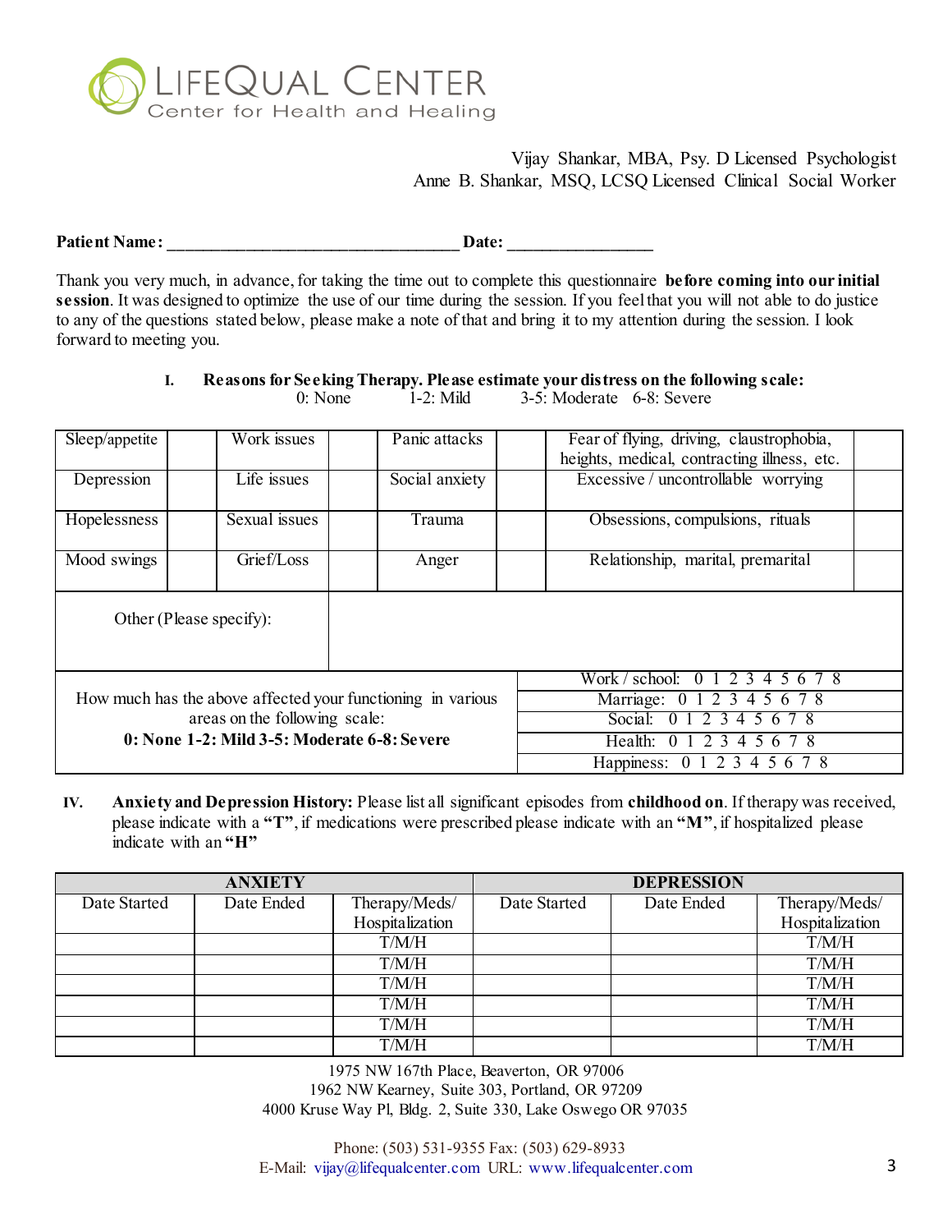# LIFEQUAL CENTER
Center for Health and Healing

Vijay Shankar, MBA, Psy. D Licensed Psychologist
Anne B. Shankar, MSQ, LCSQ Licensed Clinical Social Worker

**Patient Name:** ___________________________________ **Date:** _________________

Thank you very much, in advance, for taking the time out to complete this questionnaire **before coming into our initial session**. It was designed to optimize the use of our time during the session. If you feel that you will not able to do justice to any of the questions stated below, please make a note of that and bring it to my attention during the session. I look forward to meeting you.

## I. Reasons for Seeking Therapy. Please estimate your distress on the following scale:

0: None 1-2: Mild 3-5: Moderate 6-8: Severe

| Sleep/appetite | | Work issues | | Panic attacks | | Fear of flying, driving, claustrophobia, heights, medical, contracting illness, etc. | |
|---|---|---|---|---|---|---|---|
| Depression | | Life issues | | Social anxiety | | Excessive / uncontrollable worrying | |
| Hopelessness | | Sexual issues | | Trauma | | Obsessions, compulsions, rituals | |
| Mood swings | | Grief/Loss | | Anger | | Relationship, marital, premarital | |
| Other (Please specify): | | | | | | | |

| How much has the above affected your functioning in various areas on the following scale: **0: None 1-2: Mild 3-5: Moderate 6-8: Severe** | |
|---|---|
| | Work / school: 0 1 2 3 4 5 6 7 8 |
| | Marriage: 0 1 2 3 4 5 6 7 8 |
| | Social: 0 1 2 3 4 5 6 7 8 |
| | Health: 0 1 2 3 4 5 6 7 8 |
| | Happiness: 0 1 2 3 4 5 6 7 8 |

## IV. Anxiety and Depression History:

Please list all significant episodes from **childhood on**. If therapy was received, please indicate with a **"T"**, if medications were prescribed please indicate with an **"M"**, if hospitalized please indicate with an **"H"**

| ANXIETY | | | DEPRESSION | | |
|---|---|---|---|---|---|
| Date Started | Date Ended | Therapy/Meds/ Hospitalization | Date Started | Date Ended | Therapy/Meds/ Hospitalization |
| | | T/M/H | | | T/M/H |
| | | T/M/H | | | T/M/H |
| | | T/M/H | | | T/M/H |
| | | T/M/H | | | T/M/H |
| | | T/M/H | | | T/M/H |
| | | T/M/H | | | T/M/H |

1975 NW 167th Place, Beaverton, OR 97006
1962 NW Kearney, Suite 303, Portland, OR 97209
4000 Kruse Way Pl, Bldg. 2, Suite 330, Lake Oswego OR 97035

Phone: (503) 531-9355 Fax: (503) 629-8933
E-Mail: vijay@lifequalcenter.com URL: www.lifequalcenter.com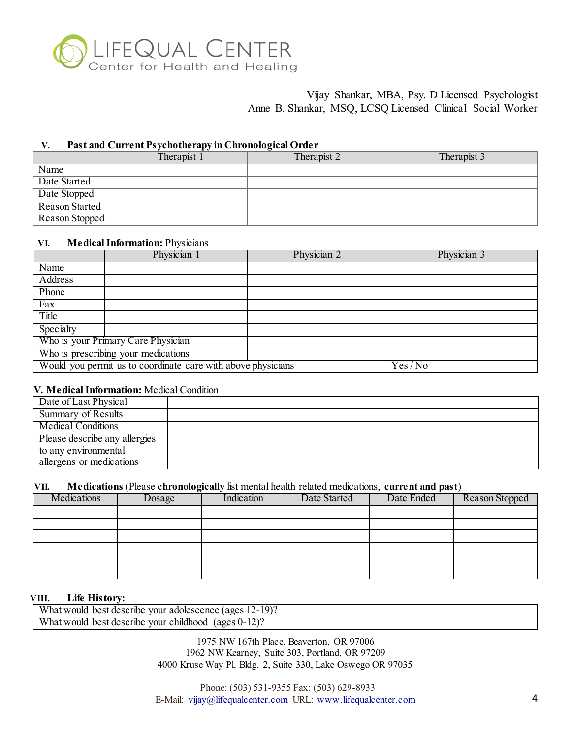# LIFEQUAL CENTER

Center for Health and Healing

Vijay Shankar, MBA, Psy. D Licensed Psychologist
Anne B. Shankar, MSQ, LCSQ Licensed Clinical Social Worker

## V. Past and Current Psychotherapy in Chronological Order

| | Therapist 1 | Therapist 2 | Therapist 3 |
|---|---|---|---|
| Name | | | |
| Date Started | | | |
| Date Stopped | | | |
| Reason Started | | | |
| Reason Stopped | | | |

## VI. Medical Information: Physicians

| | Physician 1 | Physician 2 | Physician 3 |
|---|---|---|---|
| Name | | | |
| Address | | | |
| Phone | | | |
| Fax | | | |
| Title | | | |
| Specialty | | | |
| Who is your Primary Care Physician | | | |
| Who is prescribing your medications | | | |
| Would you permit us to coordinate care with above physicians | | | Yes / No |

## V. Medical Information: Medical Condition

| | |
|---|---|
| Date of Last Physical | |
| Summary of Results | |
| Medical Conditions | |
| Please describe any allergies to any environmental allergens or medications | |

## VII. Medications (Please **chronologically** list mental health related medications, **current and past**)

| Medications | Dosage | Indication | Date Started | Date Ended | Reason Stopped |
|---|---|---|---|---|---|
| | | | | | |
| | | | | | |
| | | | | | |
| | | | | | |
| | | | | | |
| | | | | | |

## VIII. Life History:

| | |
|---|---|
| What would best describe your adolescence (ages 12-19)? | |
| What would best describe your childhood (ages 0-12)? | |

1975 NW 167th Place, Beaverton, OR 97006
1962 NW Kearney, Suite 303, Portland, OR 97209
4000 Kruse Way Pl, Bldg. 2, Suite 330, Lake Oswego OR 97035

Phone: (503) 531-9355 Fax: (503) 629-8933
E-Mail: vijay@lifequalcenter.com URL: www.lifequalcenter.com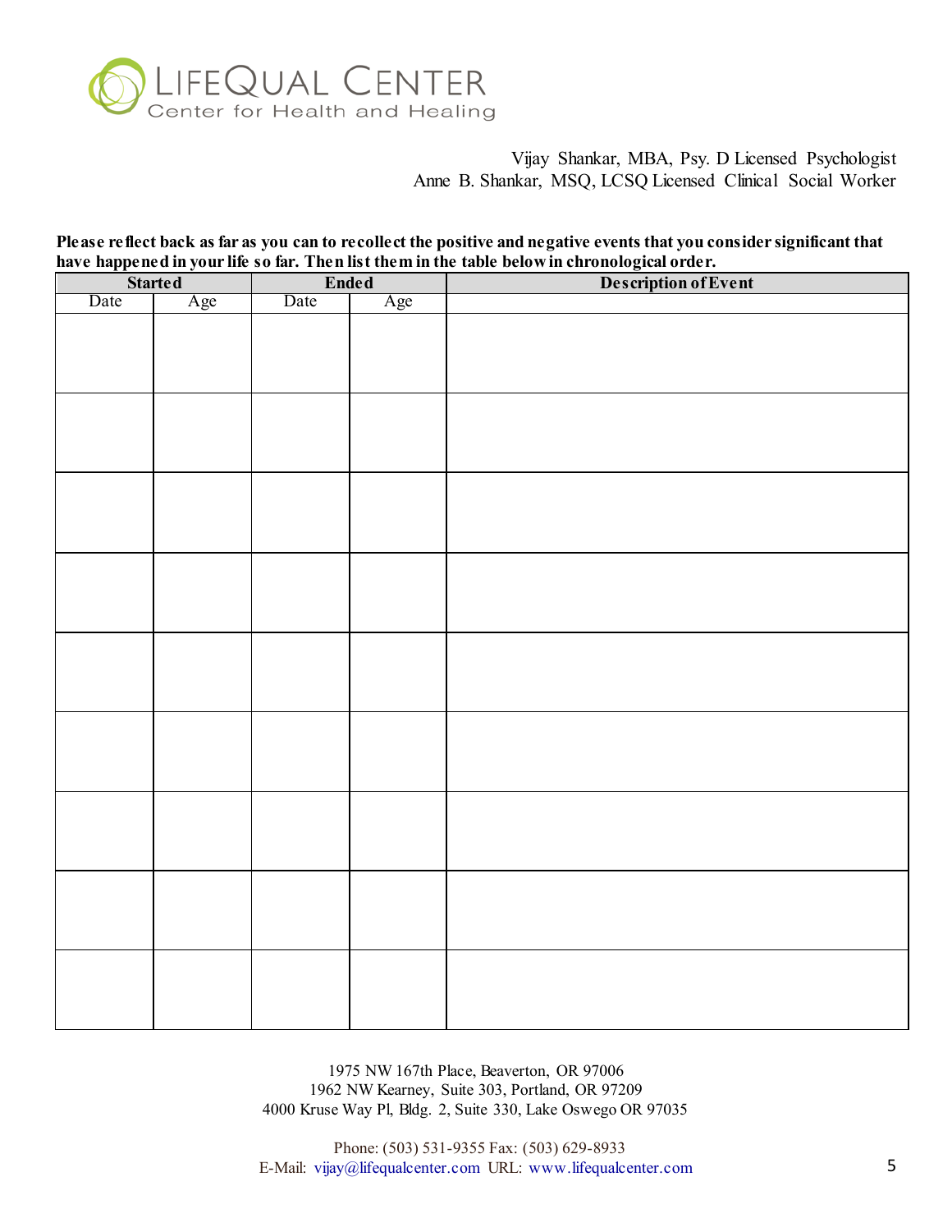# LifeQual Center

Center for Health and Healing

Vijay Shankar, MBA, Psy. D Licensed Psychologist
Anne B. Shankar, MSQ, LCSQ Licensed Clinical Social Worker

**Please reflect back as far as you can to recollect the positive and negative events that you consider significant that have happened in your life so far. Then list them in the table below in chronological order.**

| Started | | Ended | | Description of Event |
|---|---|---|---|---|
| Date | Age | Date | Age | |
| | | | | |
| | | | | |
| | | | | |
| | | | | |
| | | | | |
| | | | | |
| | | | | |
| | | | | |
| | | | | |

1975 NW 167th Place, Beaverton, OR 97006
1962 NW Kearney, Suite 303, Portland, OR 97209
4000 Kruse Way Pl, Bldg. 2, Suite 330, Lake Oswego OR 97035

Phone: (503) 531-9355 Fax: (503) 629-8933
E-Mail: vijay@lifequalcenter.com URL: www.lifequalcenter.com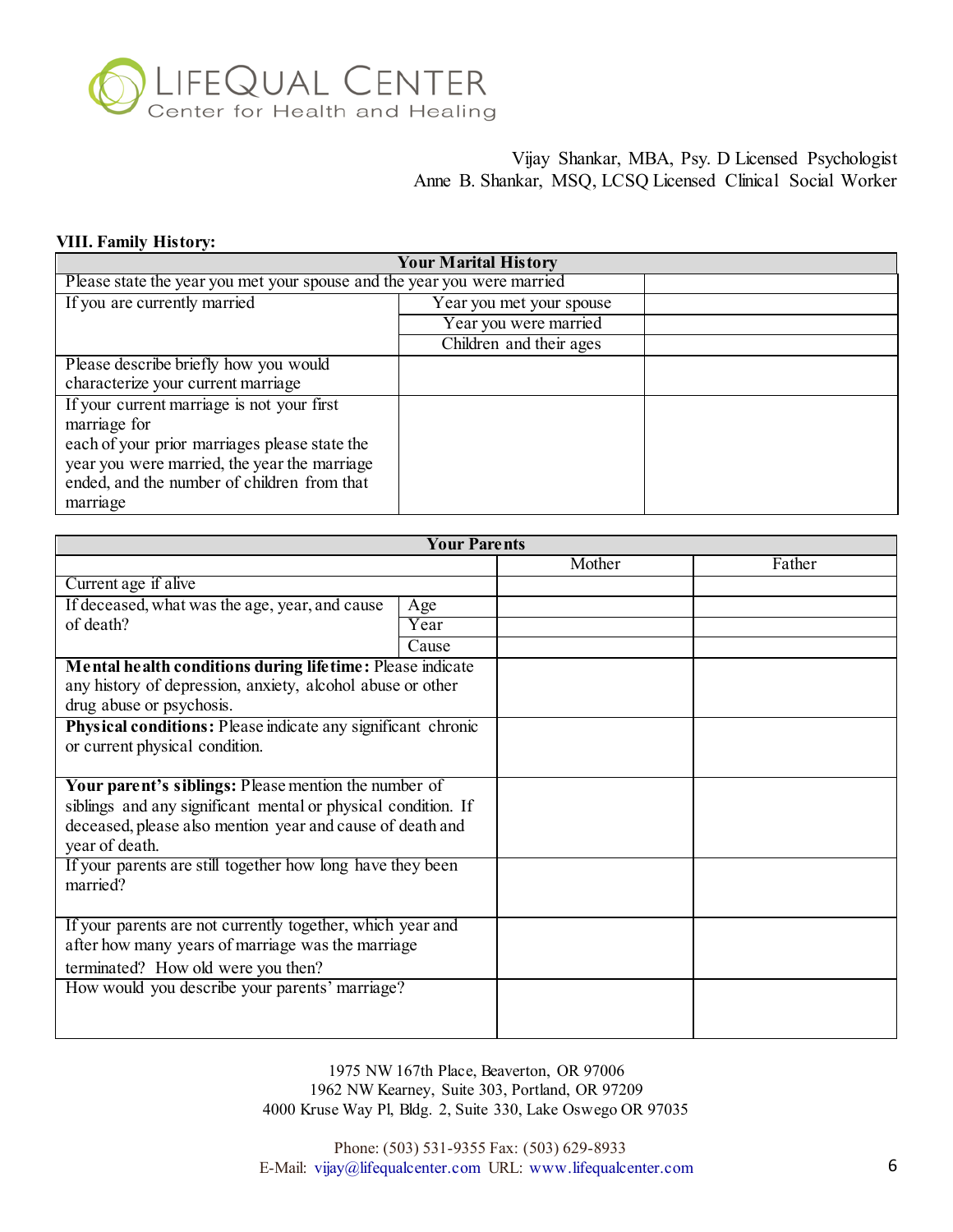LIFEQUAL CENTER
Center for Health and Healing

Vijay Shankar, MBA, Psy. D Licensed Psychologist
Anne B. Shankar, MSQ, LCSQ Licensed Clinical Social Worker

**VIII. Family History:**

| **Your Marital History** | | |
|---|---|---|
| Please state the year you met your spouse and the year you were married | | |
| If you are currently married | Year you met your spouse | |
| | Year you were married | |
| | Children and their ages | |
| Please describe briefly how you would characterize your current marriage | | |
| If your current marriage is not your first marriage for each of your prior marriages please state the year you were married, the year the marriage ended, and the number of children from that marriage | | |

| **Your Parents** | | Mother | Father |
|---|---|---|---|
| Current age if alive | | | |
| If deceased, what was the age, year, and cause of death? | Age | | |
| | Year | | |
| | Cause | | |
| **Mental health conditions during lifetime:** Please indicate any history of depression, anxiety, alcohol abuse or other drug abuse or psychosis. | | | |
| **Physical conditions:** Please indicate any significant chronic or current physical condition. | | | |
| **Your parent's siblings:** Please mention the number of siblings and any significant mental or physical condition. If deceased, please also mention year and cause of death and year of death. | | | |
| If your parents are still together how long have they been married? | | | |
| If your parents are not currently together, which year and after how many years of marriage was the marriage terminated? How old were you then? | | | |
| How would you describe your parents' marriage? | | | |

1975 NW 167th Place, Beaverton, OR 97006
1962 NW Kearney, Suite 303, Portland, OR 97209
4000 Kruse Way Pl, Bldg. 2, Suite 330, Lake Oswego OR 97035

Phone: (503) 531-9355 Fax: (503) 629-8933
E-Mail: vijay@lifequalcenter.com URL: www.lifequalcenter.com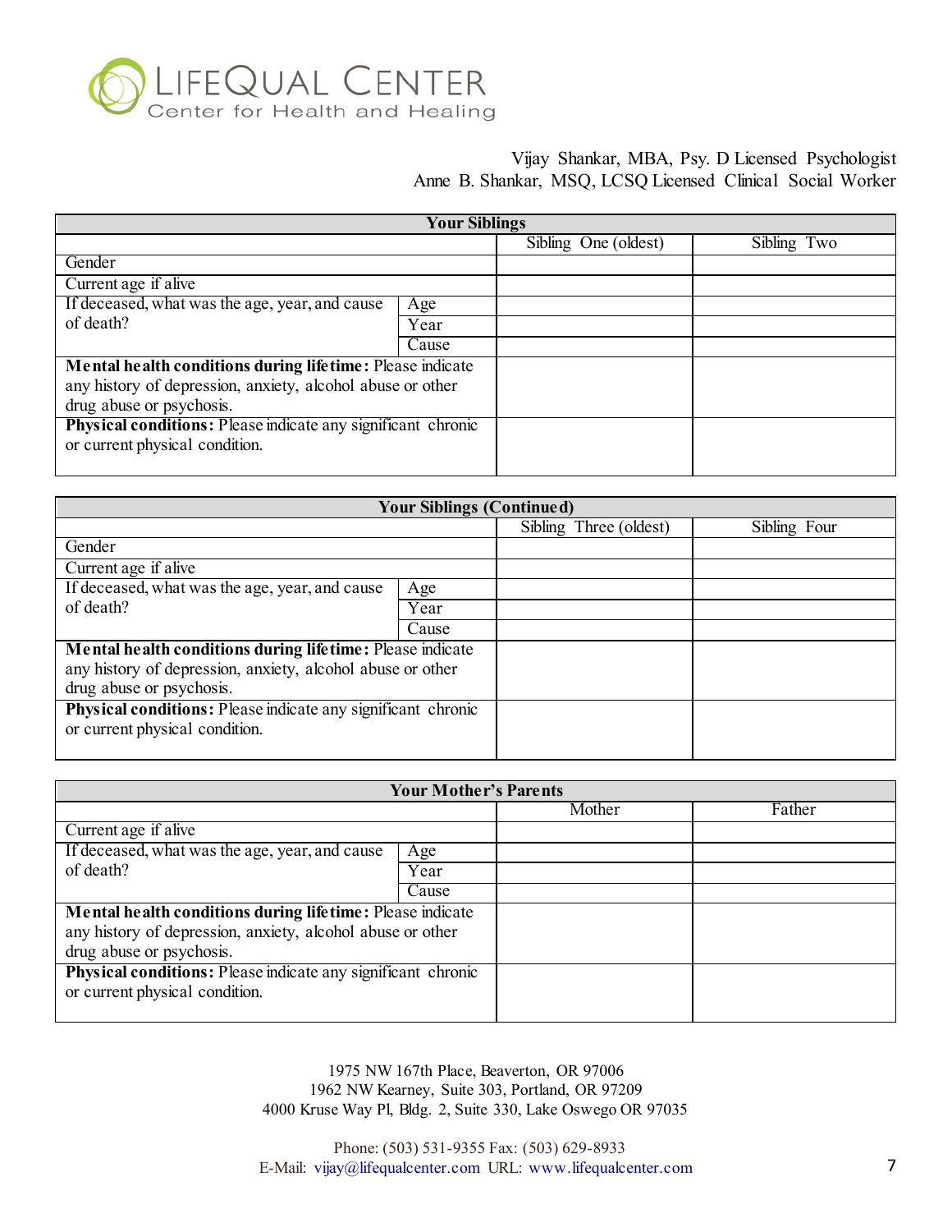# LIFEQUAL CENTER

Center for Health and Healing

Vijay Shankar, MBA, Psy. D Licensed Psychologist
Anne B. Shankar, MSQ, LCSQ Licensed Clinical Social Worker

| Your Siblings | | | |
|---|---|---|---|
| | | Sibling One (oldest) | Sibling Two |
| Gender | | | |
| Current age if alive | | | |
| If deceased, what was the age, year, and cause of death? | Age | | |
| | Year | | |
| | Cause | | |
| **Mental health conditions during lifetime:** Please indicate any history of depression, anxiety, alcohol abuse or other drug abuse or psychosis. | | | |
| **Physical conditions:** Please indicate any significant chronic or current physical condition. | | | |

| Your Siblings (Continued) | | | |
|---|---|---|---|
| | | Sibling Three (oldest) | Sibling Four |
| Gender | | | |
| Current age if alive | | | |
| If deceased, what was the age, year, and cause of death? | Age | | |
| | Year | | |
| | Cause | | |
| **Mental health conditions during lifetime:** Please indicate any history of depression, anxiety, alcohol abuse or other drug abuse or psychosis. | | | |
| **Physical conditions:** Please indicate any significant chronic or current physical condition. | | | |

| Your Mother's Parents | | | |
|---|---|---|---|
| | | Mother | Father |
| Current age if alive | | | |
| If deceased, what was the age, year, and cause of death? | Age | | |
| | Year | | |
| | Cause | | |
| **Mental health conditions during lifetime:** Please indicate any history of depression, anxiety, alcohol abuse or other drug abuse or psychosis. | | | |
| **Physical conditions:** Please indicate any significant chronic or current physical condition. | | | |

1975 NW 167th Place, Beaverton, OR 97006
1962 NW Kearney, Suite 303, Portland, OR 97209
4000 Kruse Way Pl, Bldg. 2, Suite 330, Lake Oswego OR 97035

Phone: (503) 531-9355 Fax: (503) 629-8933
E-Mail: vijay@lifequalcenter.com URL: www.lifequalcenter.com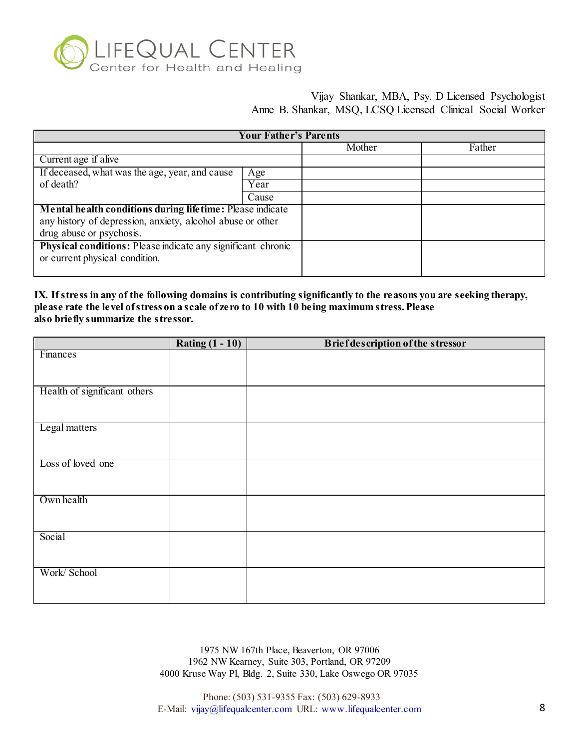Vijay Shankar, MBA, Psy. D Licensed Psychologist
Anne B. Shankar, MSQ, LCSQ Licensed Clinical Social Worker

| Your Father's Parents | | | |
|---|---|---|---|
| | | Mother | Father |
| Current age if alive | | | |
| If deceased, what was the age, year, and cause of death? | Age | | |
| | Year | | |
| | Cause | | |
| **Mental health conditions during lifetime:** Please indicate any history of depression, anxiety, alcohol abuse or other drug abuse or psychosis. | | | |
| **Physical conditions:** Please indicate any significant chronic or current physical condition. | | | |

**IX. If stress in any of the following domains is contributing significantly to the reasons you are seeking therapy, please rate the level of stress on a scale of zero to 10 with 10 being maximum stress. Please also briefly summarize the stressor.**

| | Rating (1 - 10) | Brief description of the stressor |
|---|---|---|
| Finances | | |
| Health of significant others | | |
| Legal matters | | |
| Loss of loved one | | |
| Own health | | |
| Social | | |
| Work/ School | | |

1975 NW 167th Place, Beaverton, OR 97006
1962 NW Kearney, Suite 303, Portland, OR 97209
4000 Kruse Way Pl, Bldg. 2, Suite 330, Lake Oswego OR 97035

Phone: (503) 531-9355 Fax: (503) 629-8933
E-Mail: vijay@lifequalcenter.com URL: www.lifequalcenter.com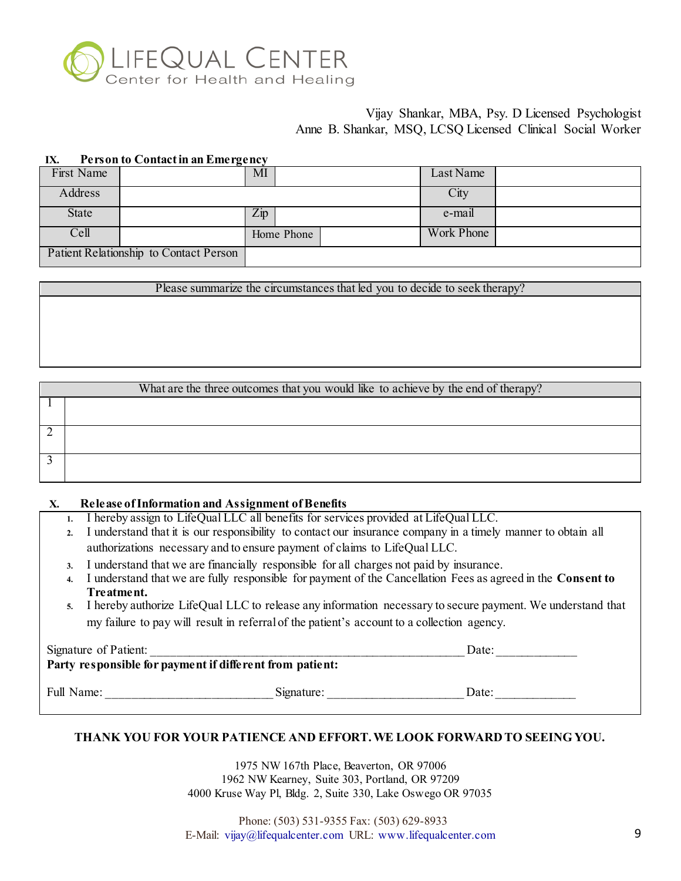# LIFEQUAL CENTER
Center for Health and Healing

Vijay Shankar, MBA, Psy. D Licensed Psychologist
Anne B. Shankar, MSQ, LCSQ Licensed Clinical Social Worker

## IX. Person to Contact in an Emergency

| First Name | | MI | | Last Name | |
|---|---|---|---|---|---|
| Address | | | | City | |
| State | | Zip | | e-mail | |
| Cell | | Home Phone | | Work Phone | |
| Patient Relationship to Contact Person | | | | | |

| Please summarize the circumstances that led you to decide to seek therapy? |
|---|
| |

| What are the three outcomes that you would like to achieve by the end of therapy? | |
|---|---|
| 1 | |
| 2 | |
| 3 | |

## X. Release of Information and Assignment of Benefits

1. I hereby assign to LifeQual LLC all benefits for services provided at LifeQual LLC.
2. I understand that it is our responsibility to contact our insurance company in a timely manner to obtain all authorizations necessary and to ensure payment of claims to LifeQual LLC.
3. I understand that we are financially responsible for all charges not paid by insurance.
4. I understand that we are fully responsible for payment of the Cancellation Fees as agreed in the **Consent to Treatment.**
5. I hereby authorize LifeQual LLC to release any information necessary to secure payment. We understand that my failure to pay will result in referral of the patient's account to a collection agency.

Signature of Patient: ______________________________________________ Date: ____________

**Party responsible for payment if different from patient:**

Full Name: __________________________ Signature: _____________________ Date: ____________

**THANK YOU FOR YOUR PATIENCE AND EFFORT. WE LOOK FORWARD TO SEEING YOU.**

1975 NW 167th Place, Beaverton, OR 97006
1962 NW Kearney, Suite 303, Portland, OR 97209
4000 Kruse Way Pl, Bldg. 2, Suite 330, Lake Oswego OR 97035

Phone: (503) 531-9355 Fax: (503) 629-8933
E-Mail: vijay@lifequalcenter.com URL: www.lifequalcenter.com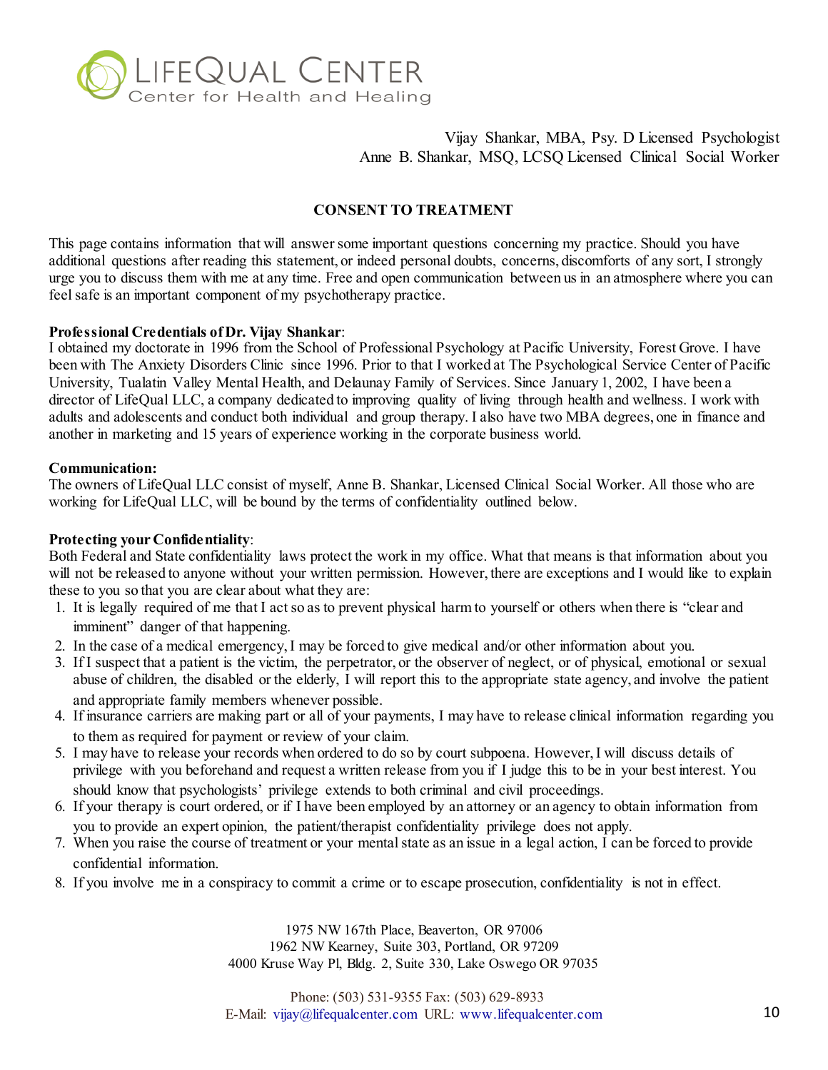LifeQual Center
Center for Health and Healing

Vijay Shankar, MBA, Psy. D Licensed Psychologist
Anne B. Shankar, MSQ, LCSQ Licensed Clinical Social Worker

## CONSENT TO TREATMENT

This page contains information that will answer some important questions concerning my practice. Should you have additional questions after reading this statement, or indeed personal doubts, concerns, discomforts of any sort, I strongly urge you to discuss them with me at any time. Free and open communication between us in an atmosphere where you can feel safe is an important component of my psychotherapy practice.

**Professional Credentials of Dr. Vijay Shankar**:
I obtained my doctorate in 1996 from the School of Professional Psychology at Pacific University, Forest Grove. I have been with The Anxiety Disorders Clinic since 1996. Prior to that I worked at The Psychological Service Center of Pacific University, Tualatin Valley Mental Health, and Delaunay Family of Services. Since January 1, 2002, I have been a director of LifeQual LLC, a company dedicated to improving quality of living through health and wellness. I work with adults and adolescents and conduct both individual and group therapy. I also have two MBA degrees, one in finance and another in marketing and 15 years of experience working in the corporate business world.

**Communication:**
The owners of LifeQual LLC consist of myself, Anne B. Shankar, Licensed Clinical Social Worker. All those who are working for LifeQual LLC, will be bound by the terms of confidentiality outlined below.

**Protecting your Confidentiality**:
Both Federal and State confidentiality laws protect the work in my office. What that means is that information about you will not be released to anyone without your written permission. However, there are exceptions and I would like to explain these to you so that you are clear about what they are:

1. It is legally required of me that I act so as to prevent physical harm to yourself or others when there is "clear and imminent" danger of that happening.
2. In the case of a medical emergency, I may be forced to give medical and/or other information about you.
3. If I suspect that a patient is the victim, the perpetrator, or the observer of neglect, or of physical, emotional or sexual abuse of children, the disabled or the elderly, I will report this to the appropriate state agency, and involve the patient and appropriate family members whenever possible.
4. If insurance carriers are making part or all of your payments, I may have to release clinical information regarding you to them as required for payment or review of your claim.
5. I may have to release your records when ordered to do so by court subpoena. However, I will discuss details of privilege with you beforehand and request a written release from you if I judge this to be in your best interest. You should know that psychologists' privilege extends to both criminal and civil proceedings.
6. If your therapy is court ordered, or if I have been employed by an attorney or an agency to obtain information from you to provide an expert opinion, the patient/therapist confidentiality privilege does not apply.
7. When you raise the course of treatment or your mental state as an issue in a legal action, I can be forced to provide confidential information.
8. If you involve me in a conspiracy to commit a crime or to escape prosecution, confidentiality is not in effect.

1975 NW 167th Place, Beaverton, OR 97006
1962 NW Kearney, Suite 303, Portland, OR 97209
4000 Kruse Way Pl, Bldg. 2, Suite 330, Lake Oswego OR 97035

Phone: (503) 531-9355 Fax: (503) 629-8933
E-Mail: vijay@lifequalcenter.com URL: www.lifequalcenter.com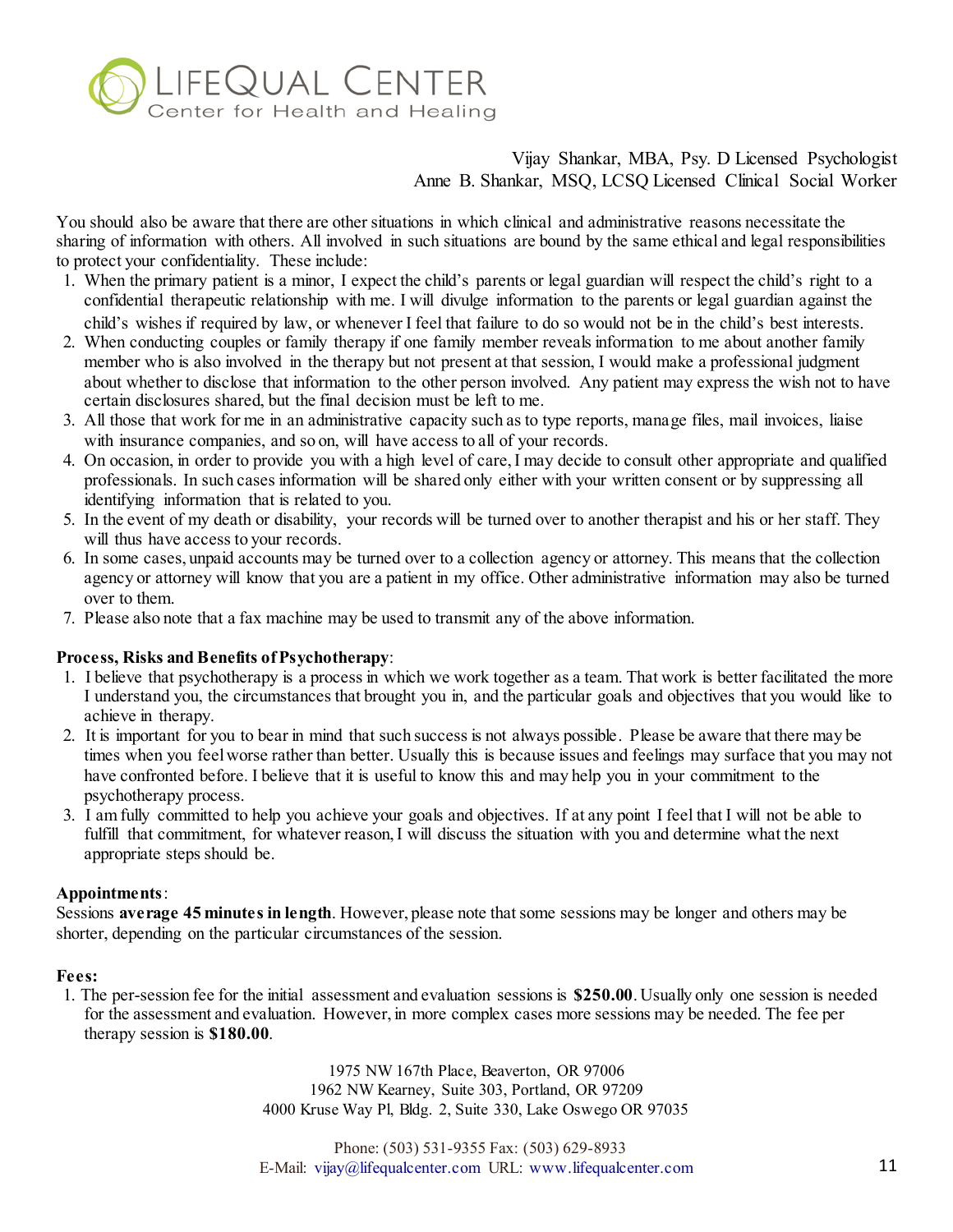Vijay Shankar, MBA, Psy. D Licensed Psychologist
Anne B. Shankar, MSQ, LCSQ Licensed Clinical Social Worker

You should also be aware that there are other situations in which clinical and administrative reasons necessitate the sharing of information with others. All involved in such situations are bound by the same ethical and legal responsibilities to protect your confidentiality. These include:

1. When the primary patient is a minor, I expect the child's parents or legal guardian will respect the child's right to a confidential therapeutic relationship with me. I will divulge information to the parents or legal guardian against the child's wishes if required by law, or whenever I feel that failure to do so would not be in the child's best interests.
2. When conducting couples or family therapy if one family member reveals information to me about another family member who is also involved in the therapy but not present at that session, I would make a professional judgment about whether to disclose that information to the other person involved. Any patient may express the wish not to have certain disclosures shared, but the final decision must be left to me.
3. All those that work for me in an administrative capacity such as to type reports, manage files, mail invoices, liaise with insurance companies, and so on, will have access to all of your records.
4. On occasion, in order to provide you with a high level of care, I may decide to consult other appropriate and qualified professionals. In such cases information will be shared only either with your written consent or by suppressing all identifying information that is related to you.
5. In the event of my death or disability, your records will be turned over to another therapist and his or her staff. They will thus have access to your records.
6. In some cases, unpaid accounts may be turned over to a collection agency or attorney. This means that the collection agency or attorney will know that you are a patient in my office. Other administrative information may also be turned over to them.
7. Please also note that a fax machine may be used to transmit any of the above information.

**Process, Risks and Benefits of Psychotherapy**:

1. I believe that psychotherapy is a process in which we work together as a team. That work is better facilitated the more I understand you, the circumstances that brought you in, and the particular goals and objectives that you would like to achieve in therapy.
2. It is important for you to bear in mind that such success is not always possible. Please be aware that there may be times when you feel worse rather than better. Usually this is because issues and feelings may surface that you may not have confronted before. I believe that it is useful to know this and may help you in your commitment to the psychotherapy process.
3. I am fully committed to help you achieve your goals and objectives. If at any point I feel that I will not be able to fulfill that commitment, for whatever reason, I will discuss the situation with you and determine what the next appropriate steps should be.

**Appointments**:

Sessions **average 45 minutes in length**. However, please note that some sessions may be longer and others may be shorter, depending on the particular circumstances of the session.

**Fees:**

1. The per-session fee for the initial assessment and evaluation sessions is **$250.00**. Usually only one session is needed for the assessment and evaluation. However, in more complex cases more sessions may be needed. The fee per therapy session is **$180.00**.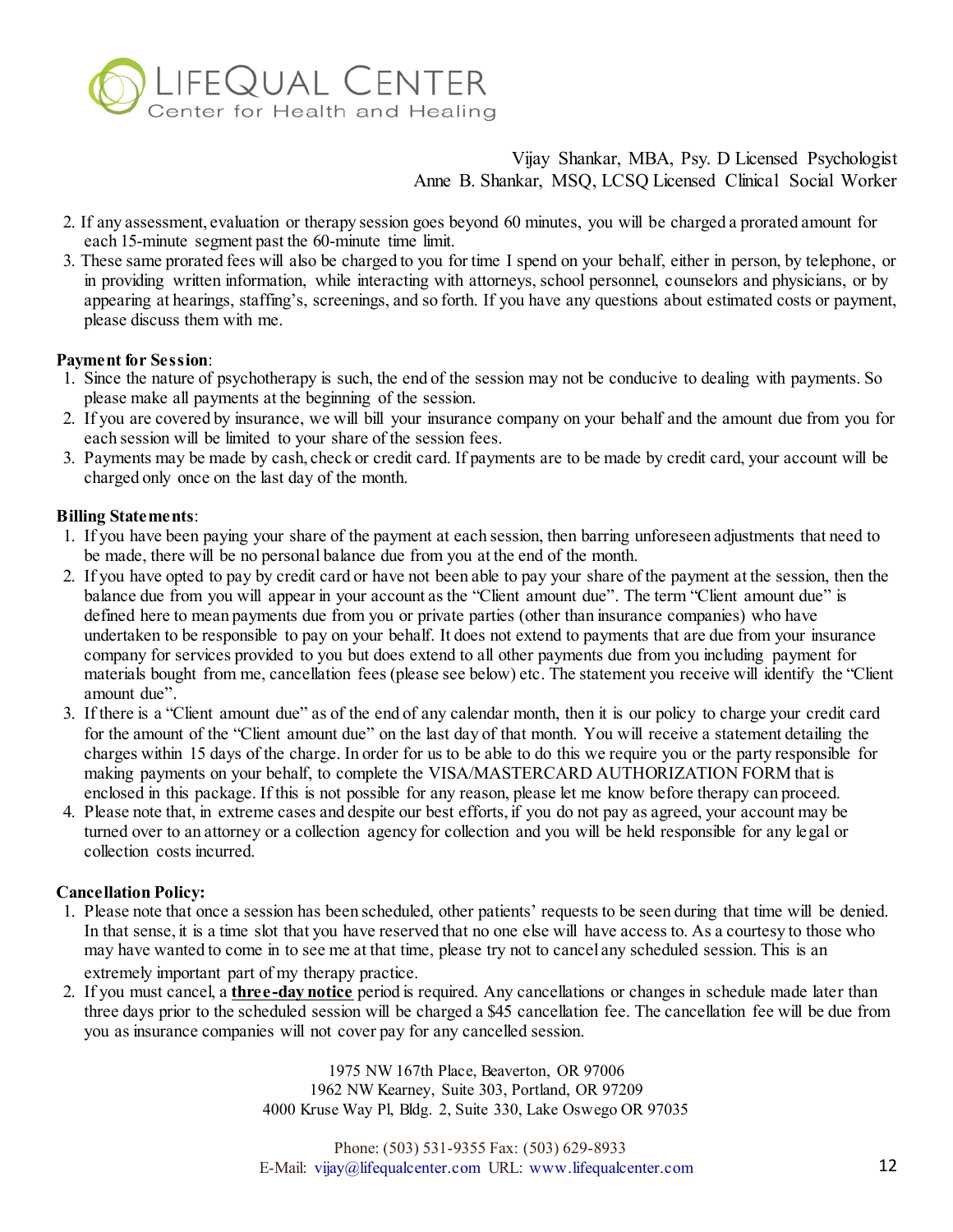2. If any assessment, evaluation or therapy session goes beyond 60 minutes, you will be charged a prorated amount for each 15-minute segment past the 60-minute time limit.
3. These same prorated fees will also be charged to you for time I spend on your behalf, either in person, by telephone, or in providing written information, while interacting with attorneys, school personnel, counselors and physicians, or by appearing at hearings, staffing's, screenings, and so forth. If you have any questions about estimated costs or payment, please discuss them with me.

**Payment for Session**:

1. Since the nature of psychotherapy is such, the end of the session may not be conducive to dealing with payments. So please make all payments at the beginning of the session.
2. If you are covered by insurance, we will bill your insurance company on your behalf and the amount due from you for each session will be limited to your share of the session fees.
3. Payments may be made by cash, check or credit card. If payments are to be made by credit card, your account will be charged only once on the last day of the month.

**Billing Statements**:

1. If you have been paying your share of the payment at each session, then barring unforeseen adjustments that need to be made, there will be no personal balance due from you at the end of the month.
2. If you have opted to pay by credit card or have not been able to pay your share of the payment at the session, then the balance due from you will appear in your account as the "Client amount due". The term "Client amount due" is defined here to mean payments due from you or private parties (other than insurance companies) who have undertaken to be responsible to pay on your behalf. It does not extend to payments that are due from your insurance company for services provided to you but does extend to all other payments due from you including payment for materials bought from me, cancellation fees (please see below) etc. The statement you receive will identify the "Client amount due".
3. If there is a "Client amount due" as of the end of any calendar month, then it is our policy to charge your credit card for the amount of the "Client amount due" on the last day of that month. You will receive a statement detailing the charges within 15 days of the charge. In order for us to be able to do this we require you or the party responsible for making payments on your behalf, to complete the VISA/MASTERCARD AUTHORIZATION FORM that is enclosed in this package. If this is not possible for any reason, please let me know before therapy can proceed.
4. Please note that, in extreme cases and despite our best efforts, if you do not pay as agreed, your account may be turned over to an attorney or a collection agency for collection and you will be held responsible for any legal or collection costs incurred.

**Cancellation Policy:**

1. Please note that once a session has been scheduled, other patients' requests to be seen during that time will be denied. In that sense, it is a time slot that you have reserved that no one else will have access to. As a courtesy to those who may have wanted to come in to see me at that time, please try not to cancel any scheduled session. This is an extremely important part of my therapy practice.
2. If you must cancel, a **three-day notice** period is required. Any cancellations or changes in schedule made later than three days prior to the scheduled session will be charged a $45 cancellation fee. The cancellation fee will be due from you as insurance companies will not cover pay for any cancelled session.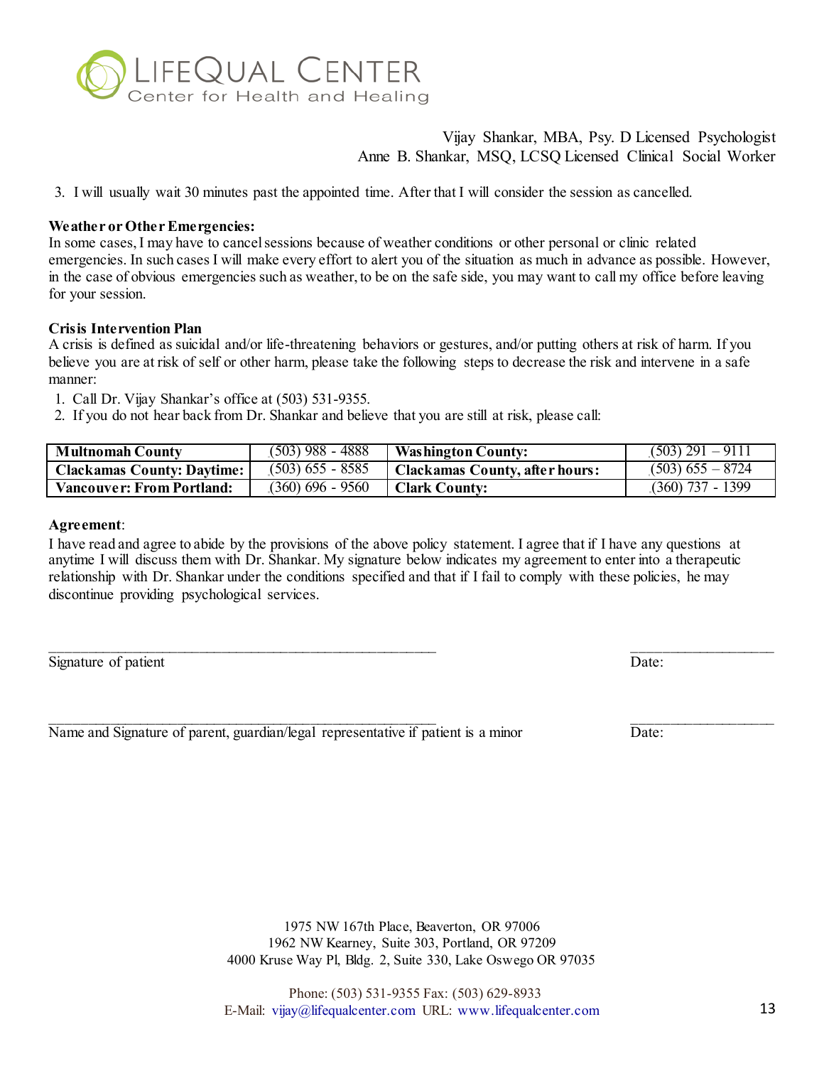Vijay Shankar, MBA, Psy. D Licensed Psychologist
Anne B. Shankar, MSQ, LCSQ Licensed Clinical Social Worker

3. I will usually wait 30 minutes past the appointed time. After that I will consider the session as cancelled.

**Weather or Other Emergencies:**
In some cases, I may have to cancel sessions because of weather conditions or other personal or clinic related emergencies. In such cases I will make every effort to alert you of the situation as much in advance as possible. However, in the case of obvious emergencies such as weather, to be on the safe side, you may want to call my office before leaving for your session.

**Crisis Intervention Plan**
A crisis is defined as suicidal and/or life-threatening behaviors or gestures, and/or putting others at risk of harm. If you believe you are at risk of self or other harm, please take the following steps to decrease the risk and intervene in a safe manner:

1. Call Dr. Vijay Shankar's office at (503) 531-9355.
2. If you do not hear back from Dr. Shankar and believe that you are still at risk, please call:

| **Multnomah County** | (503) 988 - 4888 | **Washington County:** | (503) 291 – 9111 |
|---|---|---|---|
| **Clackamas County: Daytime:** | (503) 655 - 8585 | **Clackamas County, after hours:** | (503) 655 – 8724 |
| **Vancouver: From Portland:** | (360) 696 - 9560 | **Clark County:** | (360) 737 - 1399 |

**Agreement**:
I have read and agree to abide by the provisions of the above policy statement. I agree that if I have any questions at anytime I will discuss them with Dr. Shankar. My signature below indicates my agreement to enter into a therapeutic relationship with Dr. Shankar under the conditions specified and that if I fail to comply with these policies, he may discontinue providing psychological services.

_______________________________________________________ ____________________
Signature of patient Date:

_______________________________________________________ ____________________
Name and Signature of parent, guardian/legal representative if patient is a minor Date:

1975 NW 167th Place, Beaverton, OR 97006
1962 NW Kearney, Suite 303, Portland, OR 97209
4000 Kruse Way Pl, Bldg. 2, Suite 330, Lake Oswego OR 97035

Phone: (503) 531-9355 Fax: (503) 629-8933
E-Mail: vijay@lifequalcenter.com URL: www.lifequalcenter.com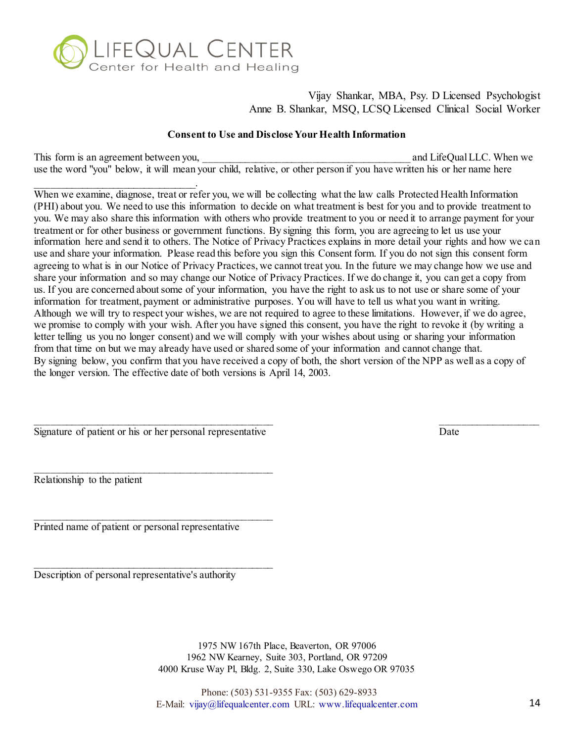LIFEQUAL CENTER
Center for Health and Healing

Vijay Shankar, MBA, Psy. D Licensed Psychologist
Anne B. Shankar, MSQ, LCSQ Licensed Clinical Social Worker

**Consent to Use and Disclose Your Health Information**

This form is an agreement between you, ________________________________________ and LifeQual LLC. When we use the word "you" below, it will mean your child, relative, or other person if you have written his or her name here ______________________________.

When we examine, diagnose, treat or refer you, we will be collecting what the law calls Protected Health Information (PHI) about you. We need to use this information to decide on what treatment is best for you and to provide treatment to you. We may also share this information with others who provide treatment to you or need it to arrange payment for your treatment or for other business or government functions. By signing this form, you are agreeing to let us use your information here and send it to others. The Notice of Privacy Practices explains in more detail your rights and how we can use and share your information. Please read this before you sign this Consent form. If you do not sign this consent form agreeing to what is in our Notice of Privacy Practices, we cannot treat you. In the future we may change how we use and share your information and so may change our Notice of Privacy Practices. If we do change it, you can get a copy from us. If you are concerned about some of your information, you have the right to ask us to not use or share some of your information for treatment, payment or administrative purposes. You will have to tell us what you want in writing. Although we will try to respect your wishes, we are not required to agree to these limitations. However, if we do agree, we promise to comply with your wish. After you have signed this consent, you have the right to revoke it (by writing a letter telling us you no longer consent) and we will comply with your wishes about using or sharing your information from that time on but we may already have used or shared some of your information and cannot change that.
By signing below, you confirm that you have received a copy of both, the short version of the NPP as well as a copy of the longer version. The effective date of both versions is April 14, 2003.

______________________________________________ ____________________
Signature of patient or his or her personal representative Date

______________________________________________
Relationship to the patient

______________________________________________
Printed name of patient or personal representative

______________________________________________
Description of personal representative's authority

1975 NW 167th Place, Beaverton, OR 97006
1962 NW Kearney, Suite 303, Portland, OR 97209
4000 Kruse Way Pl, Bldg. 2, Suite 330, Lake Oswego OR 97035

Phone: (503) 531-9355 Fax: (503) 629-8933
E-Mail: vijay@lifequalcenter.com URL: www.lifequalcenter.com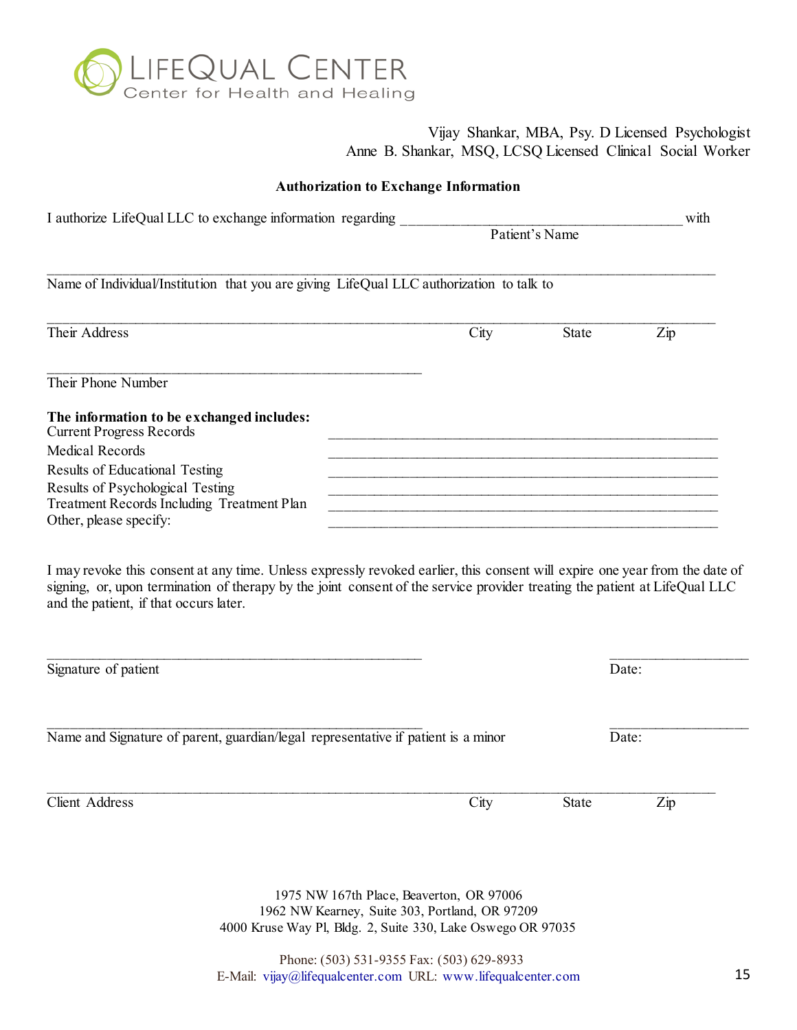LIFEQUAL CENTER
Center for Health and Healing

Vijay Shankar, MBA, Psy. D Licensed Psychologist
Anne B. Shankar, MSQ, LCSQ Licensed Clinical Social Worker

**Authorization to Exchange Information**

I authorize LifeQual LLC to exchange information regarding ______________________________________ with
Patient's Name

______________________________________________________________________________________
Name of Individual/Institution that you are giving LifeQual LLC authorization to talk to

______________________________________________________________________________________
Their Address City State Zip

__________________________________________________
Their Phone Number

**The information to be exchanged includes:**

Current Progress Records ________________________________________________
Medical Records ________________________________________________
Results of Educational Testing ________________________________________________
Results of Psychological Testing ________________________________________________
Treatment Records Including Treatment Plan ________________________________________________
Other, please specify: ________________________________________________

I may revoke this consent at any time. Unless expressly revoked earlier, this consent will expire one year from the date of signing, or, upon termination of therapy by the joint consent of the service provider treating the patient at LifeQual LLC and the patient, if that occurs later.

__________________________________________________ ____________________
Signature of patient Date:

__________________________________________________ ____________________
Name and Signature of parent, guardian/legal representative if patient is a minor Date:

______________________________________________________________________________________
Client Address City State Zip

1975 NW 167th Place, Beaverton, OR 97006
1962 NW Kearney, Suite 303, Portland, OR 97209
4000 Kruse Way Pl, Bldg. 2, Suite 330, Lake Oswego OR 97035

Phone: (503) 531-9355 Fax: (503) 629-8933
E-Mail: vijay@lifequalcenter.com URL: www.lifequalcenter.com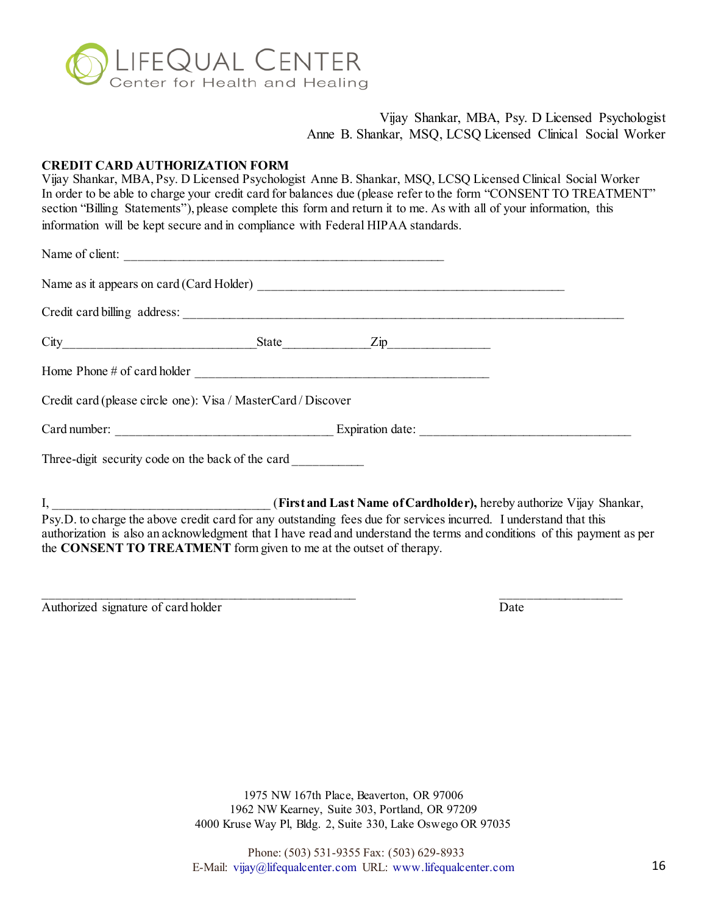# LIFEQUAL CENTER
Center for Health and Healing

Vijay Shankar, MBA, Psy. D Licensed Psychologist
Anne B. Shankar, MSQ, LCSQ Licensed Clinical Social Worker

**CREDIT CARD AUTHORIZATION FORM**

Vijay Shankar, MBA, Psy. D Licensed Psychologist Anne B. Shankar, MSQ, LCSQ Licensed Clinical Social Worker
In order to be able to charge your credit card for balances due (please refer to the form "CONSENT TO TREATMENT" section "Billing Statements"), please complete this form and return it to me. As with all of your information, this information will be kept secure and in compliance with Federal HIPAA standards.

Name of client: ________________________________________________

Name as it appears on card (Card Holder) ______________________________________________

Credit card billing address: ____________________________________________________________________

City_____________________________State_____________Zip________________

Home Phone # of card holder ____________________________________________

Credit card (please circle one): Visa / MasterCard / Discover

Card number: ________________________________ Expiration date: ________________________________

Three-digit security code on the back of the card ___________

I, _________________________________ (**First and Last Name of Cardholder),** hereby authorize Vijay Shankar, Psy.D. to charge the above credit card for any outstanding fees due for services incurred. I understand that this authorization is also an acknowledgment that I have read and understand the terms and conditions of this payment as per the **CONSENT TO TREATMENT** form given to me at the outset of therapy.

_______________________________________________ ___________________

Authorized signature of card holder Date

1975 NW 167th Place, Beaverton, OR 97006
1962 NW Kearney, Suite 303, Portland, OR 97209
4000 Kruse Way Pl, Bldg. 2, Suite 330, Lake Oswego OR 97035

Phone: (503) 531-9355 Fax: (503) 629-8933
E-Mail: vijay@lifequalcenter.com URL: www.lifequalcenter.com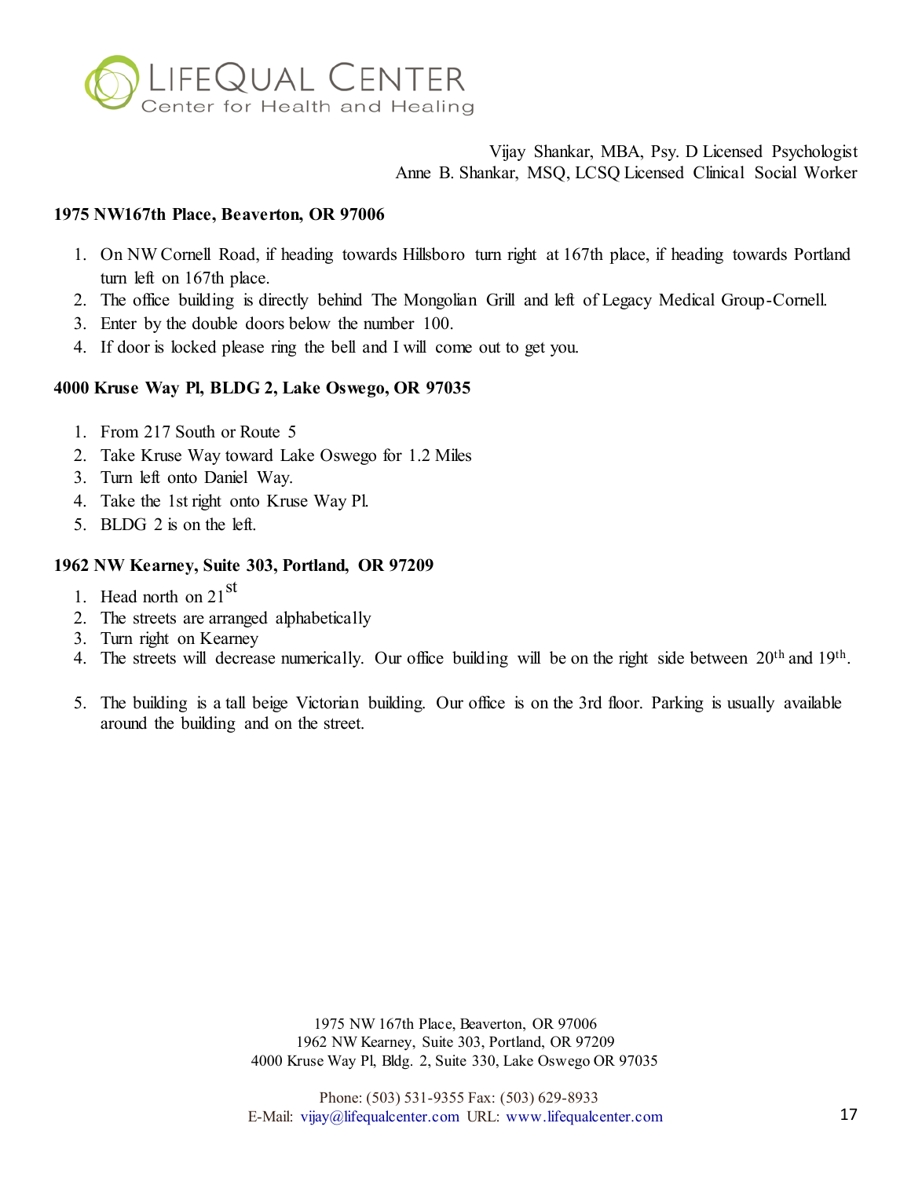# LIFEQUAL CENTER

Center for Health and Healing

Vijay Shankar, MBA, Psy. D Licensed Psychologist
Anne B. Shankar, MSQ, LCSQ Licensed Clinical Social Worker

**1975 NW167th Place, Beaverton, OR 97006**

1. On NW Cornell Road, if heading towards Hillsboro turn right at 167th place, if heading towards Portland turn left on 167th place.
2. The office building is directly behind The Mongolian Grill and left of Legacy Medical Group-Cornell.
3. Enter by the double doors below the number 100.
4. If door is locked please ring the bell and I will come out to get you.

**4000 Kruse Way Pl, BLDG 2, Lake Oswego, OR 97035**

1. From 217 South or Route 5
2. Take Kruse Way toward Lake Oswego for 1.2 Miles
3. Turn left onto Daniel Way.
4. Take the 1st right onto Kruse Way Pl.
5. BLDG 2 is on the left.

**1962 NW Kearney, Suite 303, Portland, OR 97209**

1. Head north on 21st
2. The streets are arranged alphabetically
3. Turn right on Kearney
4. The streets will decrease numerically. Our office building will be on the right side between 20th and 19th.
5. The building is a tall beige Victorian building. Our office is on the 3rd floor. Parking is usually available around the building and on the street.

1975 NW 167th Place, Beaverton, OR 97006
1962 NW Kearney, Suite 303, Portland, OR 97209
4000 Kruse Way Pl, Bldg. 2, Suite 330, Lake Oswego OR 97035

Phone: (503) 531-9355 Fax: (503) 629-8933
E-Mail: vijay@lifequalcenter.com URL: www.lifequalcenter.com